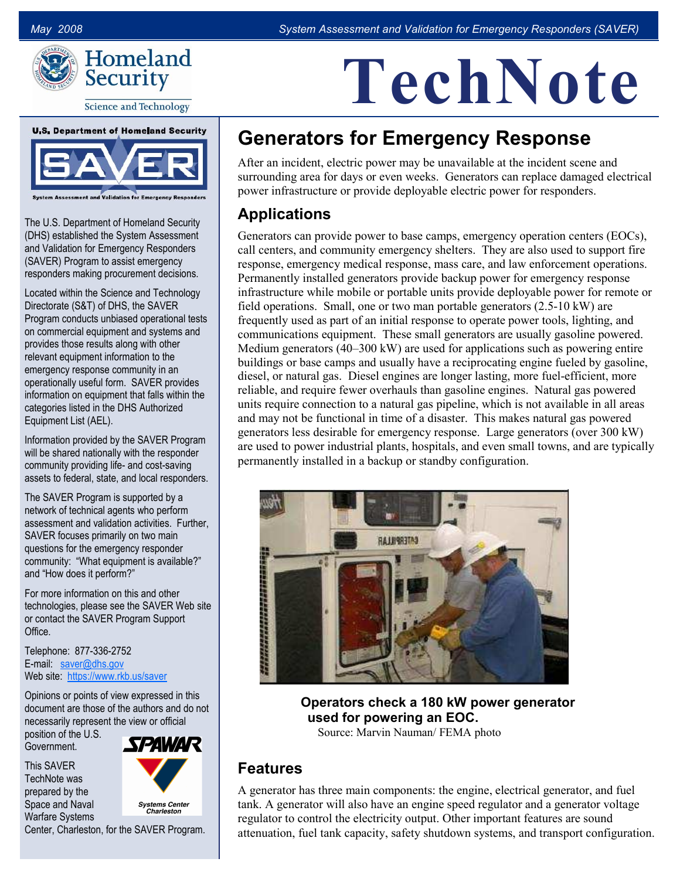# TechNote

## Generators for Emergency Response

After an incident, electric power may be unavailable at the incident scene and surrounding area for days or even weeks. Generators can replace damaged electrical power infrastructure or provide deployable electric power for responders.

### Applications

Generators can provide power to base camps, emergency operation centers (EOCs), call centers, and community emergency shelters. They are also used to support fire response, emergency medical response, mass care, and law enforcement operations. Permanently installed generators provide backup power for emergency response infrastructure while mobile or portable units provide deployable power for remote or field operations. Small, one or two man portable generators (2.5-10 kW) are frequently used as part of an initial response to operate power tools, lighting, and communications equipment. These small generators are usually gasoline powered. Medium generators (40–300 kW) are used for applications such as powering entire buildings or base camps and usually have a reciprocating engine fueled by gasoline, diesel, or natural gas. Diesel engines are longer lasting, more fuel-efficient, more reliable, and require fewer overhauls than gasoline engines. Natural gas powered units require connection to a natural gas pipeline, which is not available in all areas and may not be functional in time of a disaster. This makes natural gas powered generators less desirable for emergency response. Large generators (over 300 kW) are used to power industrial plants, hospitals, and even small towns, and are typically permanently installed in a backup or standby configuration.

**Operators check a 180 kW power generator used for powering an EOC.**
Source: Marvin Nauman/ FEMA photo

### Features

A generator has three main components: the engine, electrical generator, and fuel tank. A generator will also have an engine speed regulator and a generator voltage regulator to control the electricity output. Other important features are sound attenuation, fuel tank capacity, safety shutdown systems, and transport configuration.

---

**U.S. Department of Homeland Security**
**SAVER**
System Assessment and Validation for Emergency Responders

The U.S. Department of Homeland Security (DHS) established the System Assessment and Validation for Emergency Responders (SAVER) Program to assist emergency responders making procurement decisions.

Located within the Science and Technology Directorate (S&T) of DHS, the SAVER Program conducts unbiased operational tests on commercial equipment and systems and provides those results along with other relevant equipment information to the emergency response community in an operationally useful form. SAVER provides information on equipment that falls within the categories listed in the DHS Authorized Equipment List (AEL).

Information provided by the SAVER Program will be shared nationally with the responder community providing life- and cost-saving assets to federal, state, and local responders.

The SAVER Program is supported by a network of technical agents who perform assessment and validation activities. Further, SAVER focuses primarily on two main questions for the emergency responder community: "What equipment is available?" and "How does it perform?"

For more information on this and other technologies, please see the SAVER Web site or contact the SAVER Program Support Office.

Telephone: 877-336-2752
E-mail: saver@dhs.gov
Web site: https://www.rkb.us/saver

Opinions or points of view expressed in this document are those of the authors and do not necessarily represent the view or official position of the U.S. Government.

This SAVER TechNote was prepared by the Space and Naval Warfare Systems Center, Charleston, for the SAVER Program.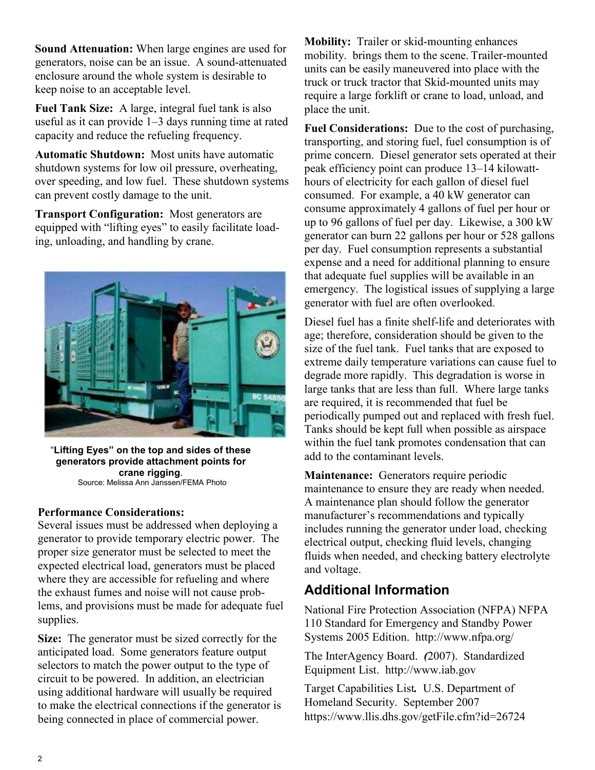**Sound Attenuation:** When large engines are used for generators, noise can be an issue. A sound-attenuated enclosure around the whole system is desirable to keep noise to an acceptable level.

**Fuel Tank Size:** A large, integral fuel tank is also useful as it can provide 1–3 days running time at rated capacity and reduce the refueling frequency.

**Automatic Shutdown:** Most units have automatic shutdown systems for low oil pressure, overheating, over speeding, and low fuel. These shutdown systems can prevent costly damage to the unit.

**Transport Configuration:** Most generators are equipped with "lifting eyes" to easily facilitate loading, unloading, and handling by crane.

"**Lifting Eyes" on the top and sides of these generators provide attachment points for crane rigging**.
Source: Melissa Ann Janssen/FEMA Photo

**Performance Considerations:**
Several issues must be addressed when deploying a generator to provide temporary electric power. The proper size generator must be selected to meet the expected electrical load, generators must be placed where they are accessible for refueling and where the exhaust fumes and noise will not cause problems, and provisions must be made for adequate fuel supplies.

**Size:** The generator must be sized correctly for the anticipated load. Some generators feature output selectors to match the power output to the type of circuit to be powered. In addition, an electrician using additional hardware will usually be required to make the electrical connections if the generator is being connected in place of commercial power.

**Mobility:** Trailer or skid-mounting enhances mobility. brings them to the scene. Trailer-mounted units can be easily maneuvered into place with the truck or truck tractor that Skid-mounted units may require a large forklift or crane to load, unload, and place the unit.

**Fuel Considerations:** Due to the cost of purchasing, transporting, and storing fuel, fuel consumption is of prime concern. Diesel generator sets operated at their peak efficiency point can produce 13–14 kilowatt-hours of electricity for each gallon of diesel fuel consumed. For example, a 40 kW generator can consume approximately 4 gallons of fuel per hour or up to 96 gallons of fuel per day. Likewise, a 300 kW generator can burn 22 gallons per hour or 528 gallons per day. Fuel consumption represents a substantial expense and a need for additional planning to ensure that adequate fuel supplies will be available in an emergency. The logistical issues of supplying a large generator with fuel are often overlooked.

Diesel fuel has a finite shelf-life and deteriorates with age; therefore, consideration should be given to the size of the fuel tank. Fuel tanks that are exposed to extreme daily temperature variations can cause fuel to degrade more rapidly. This degradation is worse in large tanks that are less than full. Where large tanks are required, it is recommended that fuel be periodically pumped out and replaced with fresh fuel. Tanks should be kept full when possible as airspace within the fuel tank promotes condensation that can add to the contaminant levels.

**Maintenance:** Generators require periodic maintenance to ensure they are ready when needed. A maintenance plan should follow the generator manufacturer's recommendations and typically includes running the generator under load, checking electrical output, checking fluid levels, changing fluids when needed, and checking battery electrolyte and voltage.

## Additional Information

National Fire Protection Association (NFPA) NFPA 110 Standard for Emergency and Standby Power Systems 2005 Edition. http://www.nfpa.org/

The InterAgency Board. *(*2007). Standardized Equipment List. http://www.iab.gov

Target Capabilities List*.* U.S. Department of Homeland Security. September 2007 https://www.llis.dhs.gov/getFile.cfm?id=26724